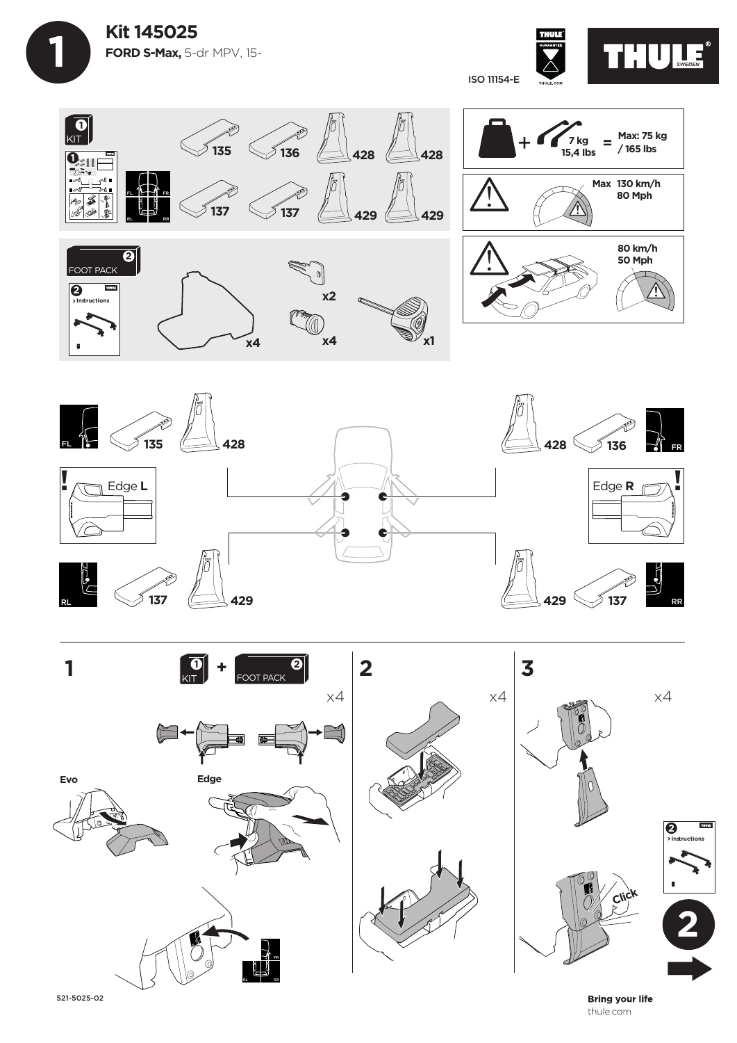# 1

## Kit 145025

**FORD S-Max,** 5-dr MPV, 15-

ISO 11154-E

THULE GUARANTEE THULE.COM

THULE SWEDEN

**1 KIT**

135, 136, 428, 428, 137, 137, 429, 429

FL, FR, RL, RR

**2 FOOT PACK**

2 > Instructions

x4, x2, x4, x1

7 kg / 15,4 lbs = Max: 75 kg / 165 lbs

Max 130 km/h / 80 Mph

80 km/h / 50 Mph

FL 135 428

428 136 FR

Edge **L**

Edge **R**

RL 137 429

429 137 RR

**1** 1 KIT + 2 FOOT PACK x4

Evo

Edge

FR, RL, RR

**2** x4

**3** x4

Click

2 > Instructions

**2**

521-5025-02

**Bring your life**
thule.com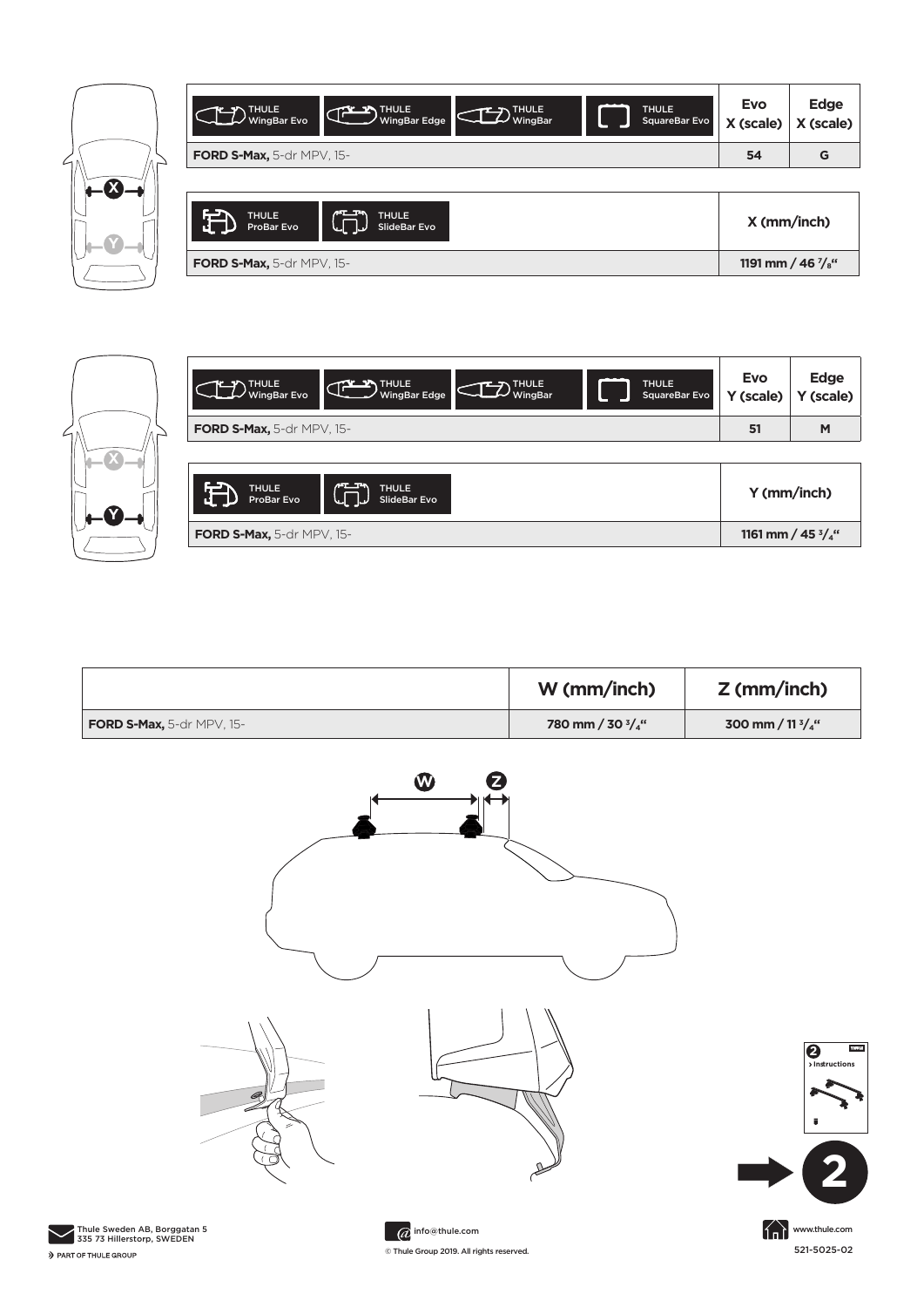| THULE WingBar Evo | THULE WingBar Edge | THULE WingBar | THULE SquareBar Evo | Evo X (scale) | Edge X (scale) |
|---|---|---|---|---|---|
| **FORD S-Max,** 5-dr MPV, 15- | | | | 54 | G |

| THULE ProBar Evo | THULE SlideBar Evo | X (mm/inch) |
|---|---|---|
| **FORD S-Max,** 5-dr MPV, 15- | | 1191 mm / 46 $^{7}/_{8}$" |

| THULE WingBar Evo | THULE WingBar Edge | THULE WingBar | THULE SquareBar Evo | Evo Y (scale) | Edge Y (scale) |
|---|---|---|---|---|---|
| **FORD S-Max,** 5-dr MPV, 15- | | | | 51 | M |

| THULE ProBar Evo | THULE SlideBar Evo | Y (mm/inch) |
|---|---|---|
| **FORD S-Max,** 5-dr MPV, 15- | | 1161 mm / 45 $^{3}/_{4}$" |

| | W (mm/inch) | Z (mm/inch) |
|---|---|---|
| **FORD S-Max,** 5-dr MPV, 15- | 780 mm / 30 $^{3}/_{4}$" | 300 mm / 11 $^{3}/_{4}$" |

W

Z

2 > Instructions

2

Thule Sweden AB, Borggatan 5
335 73 Hillerstorp, SWEDEN
PART OF THULE GROUP

info@thule.com
© Thule Group 2019. All rights reserved.

www.thule.com
521-5025-02